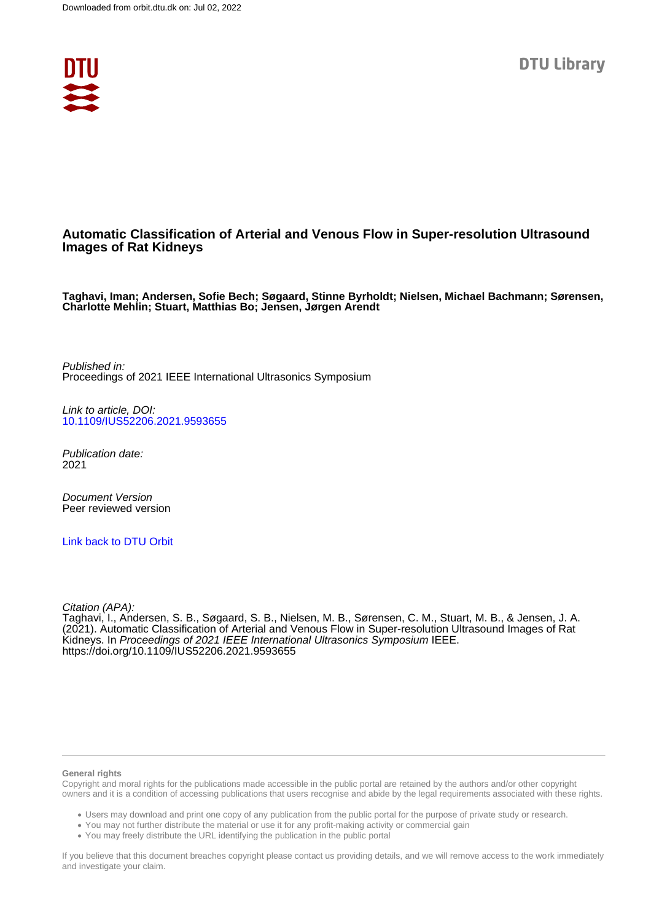Downloaded from orbit.dtu.dk on: Jul 02, 2022

DTU Library

# Automatic Classification of Arterial and Venous Flow in Super-resolution Ultrasound Images of Rat Kidneys

**Taghavi, Iman; Andersen, Sofie Bech; Søgaard, Stinne Byrholdt; Nielsen, Michael Bachmann; Sørensen, Charlotte Mehlin; Stuart, Matthias Bo; Jensen, Jørgen Arendt**

*Published in:*
Proceedings of 2021 IEEE International Ultrasonics Symposium

*Link to article, DOI:*
10.1109/IUS52206.2021.9593655

*Publication date:*
2021

*Document Version*
Peer reviewed version

Link back to DTU Orbit

*Citation (APA):*
Taghavi, I., Andersen, S. B., Søgaard, S. B., Nielsen, M. B., Sørensen, C. M., Stuart, M. B., & Jensen, J. A. (2021). Automatic Classification of Arterial and Venous Flow in Super-resolution Ultrasound Images of Rat Kidneys. In *Proceedings of 2021 IEEE International Ultrasonics Symposium* IEEE. https://doi.org/10.1109/IUS52206.2021.9593655

**General rights**

Copyright and moral rights for the publications made accessible in the public portal are retained by the authors and/or other copyright owners and it is a condition of accessing publications that users recognise and abide by the legal requirements associated with these rights.

- Users may download and print one copy of any publication from the public portal for the purpose of private study or research.
- You may not further distribute the material or use it for any profit-making activity or commercial gain
- You may freely distribute the URL identifying the publication in the public portal

If you believe that this document breaches copyright please contact us providing details, and we will remove access to the work immediately and investigate your claim.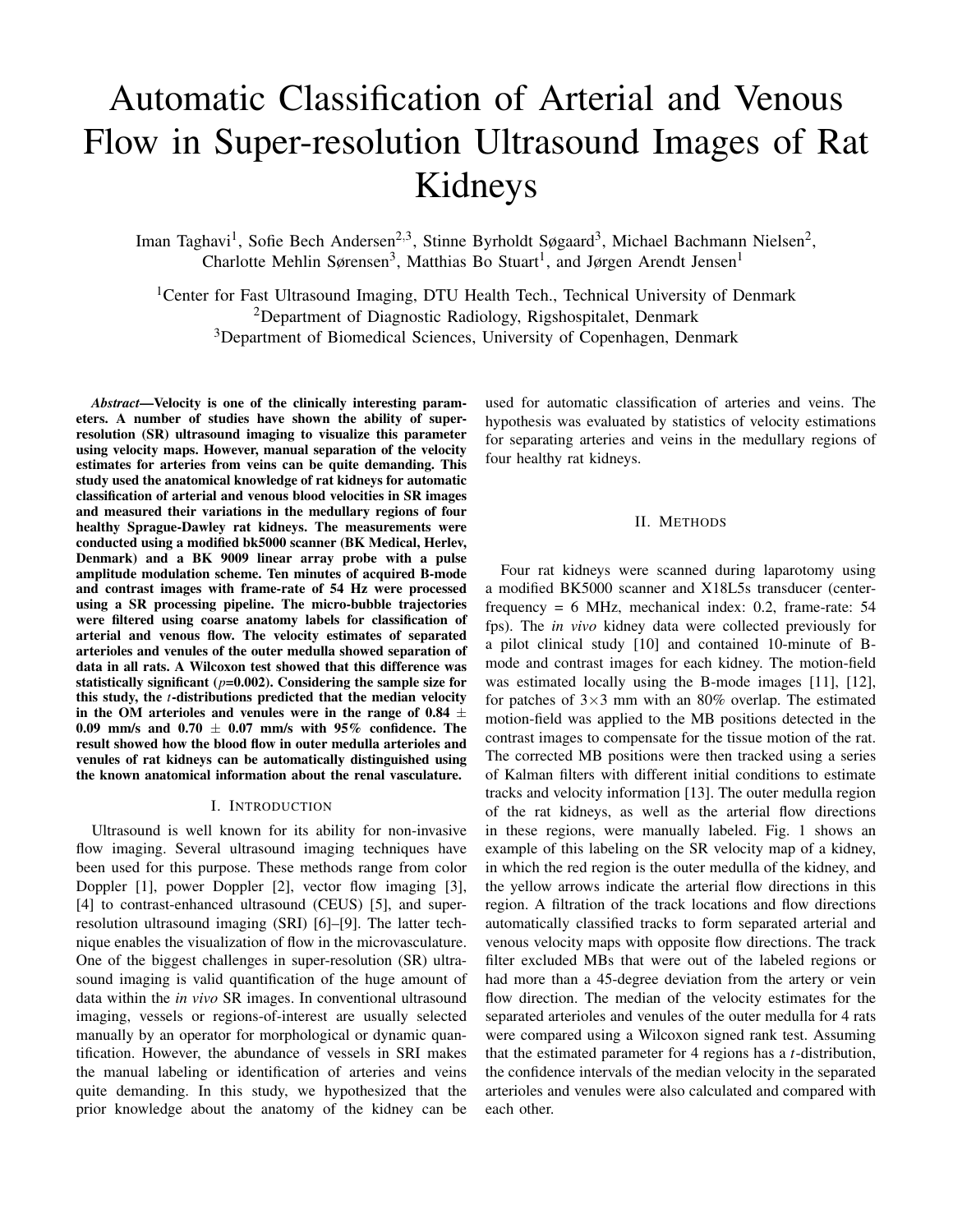# Automatic Classification of Arterial and Venous Flow in Super-resolution Ultrasound Images of Rat Kidneys

Iman Taghavi[1], Sofie Bech Andersen[2,3], Stinne Byrholdt Søgaard[3], Michael Bachmann Nielsen[2], Charlotte Mehlin Sørensen[3], Matthias Bo Stuart[1], and Jørgen Arendt Jensen[1]

[1]Center for Fast Ultrasound Imaging, DTU Health Tech., Technical University of Denmark
[2]Department of Diagnostic Radiology, Rigshospitalet, Denmark
[3]Department of Biomedical Sciences, University of Copenhagen, Denmark

***Abstract*—Velocity is one of the clinically interesting parameters. A number of studies have shown the ability of super-resolution (SR) ultrasound imaging to visualize this parameter using velocity maps. However, manual separation of the velocity estimates for arteries from veins can be quite demanding. This study used the anatomical knowledge of rat kidneys for automatic classification of arterial and venous blood velocities in SR images and measured their variations in the medullary regions of four healthy Sprague-Dawley rat kidneys. The measurements were conducted using a modified bk5000 scanner (BK Medical, Herlev, Denmark) and a BK 9009 linear array probe with a pulse amplitude modulation scheme. Ten minutes of acquired B-mode and contrast images with frame-rate of 54 Hz were processed using a SR processing pipeline. The micro-bubble trajectories were filtered using coarse anatomy labels for classification of arterial and venous flow. The velocity estimates of separated arterioles and venules of the outer medulla showed separation of data in all rats. A Wilcoxon test showed that this difference was statistically significant (*p*=0.002). Considering the sample size for this study, the *t*-distributions predicted that the median velocity in the OM arterioles and venules were in the range of 0.84 ± 0.09 mm/s and 0.70 ± 0.07 mm/s with 95% confidence. The result showed how the blood flow in outer medulla arterioles and venules of rat kidneys can be automatically distinguished using the known anatomical information about the renal vasculature.**

## I. Introduction

Ultrasound is well known for its ability for non-invasive flow imaging. Several ultrasound imaging techniques have been used for this purpose. These methods range from color Doppler [1], power Doppler [2], vector flow imaging [3], [4] to contrast-enhanced ultrasound (CEUS) [5], and super-resolution ultrasound imaging (SRI) [6]–[9]. The latter technique enables the visualization of flow in the microvasculature. One of the biggest challenges in super-resolution (SR) ultrasound imaging is valid quantification of the huge amount of data within the *in vivo* SR images. In conventional ultrasound imaging, vessels or regions-of-interest are usually selected manually by an operator for morphological or dynamic quantification. However, the abundance of vessels in SRI makes the manual labeling or identification of arteries and veins quite demanding. In this study, we hypothesized that the prior knowledge about the anatomy of the kidney can be used for automatic classification of arteries and veins. The hypothesis was evaluated by statistics of velocity estimations for separating arteries and veins in the medullary regions of four healthy rat kidneys.

## II. Methods

Four rat kidneys were scanned during laparotomy using a modified BK5000 scanner and X18L5s transducer (center-frequency = 6 MHz, mechanical index: 0.2, frame-rate: 54 fps). The *in vivo* kidney data were collected previously for a pilot clinical study [10] and contained 10-minute of B-mode and contrast images for each kidney. The motion-field was estimated locally using the B-mode images [11], [12], for patches of 3×3 mm with an 80% overlap. The estimated motion-field was applied to the MB positions detected in the contrast images to compensate for the tissue motion of the rat. The corrected MB positions were then tracked using a series of Kalman filters with different initial conditions to estimate tracks and velocity information [13]. The outer medulla region of the rat kidneys, as well as the arterial flow directions in these regions, were manually labeled. Fig. 1 shows an example of this labeling on the SR velocity map of a kidney, in which the red region is the outer medulla of the kidney, and the yellow arrows indicate the arterial flow directions in this region. A filtration of the track locations and flow directions automatically classified tracks to form separated arterial and venous velocity maps with opposite flow directions. The track filter excluded MBs that were out of the labeled regions or had more than a 45-degree deviation from the artery or vein flow direction. The median of the velocity estimates for the separated arterioles and venules of the outer medulla for 4 rats were compared using a Wilcoxon signed rank test. Assuming that the estimated parameter for 4 regions has a *t*-distribution, the confidence intervals of the median velocity in the separated arterioles and venules were also calculated and compared with each other.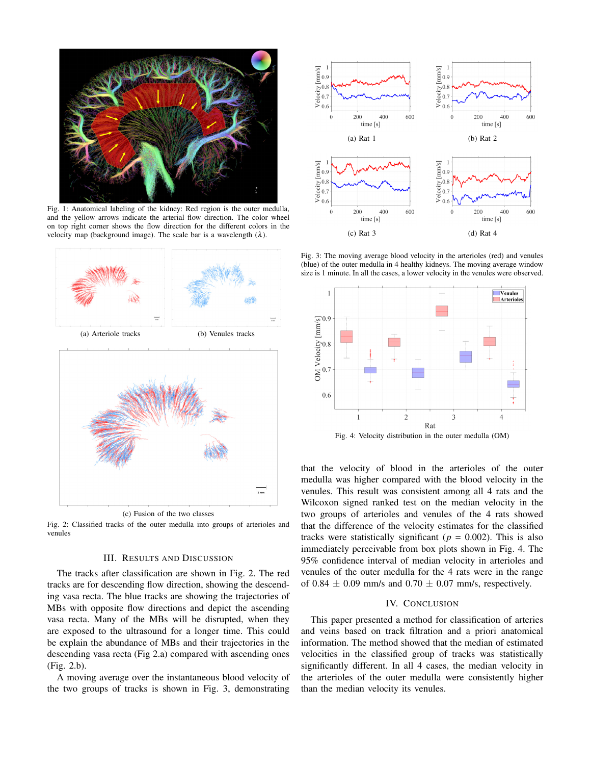Fig. 1: Anatomical labeling of the kidney: Red region is the outer medulla, and the yellow arrows indicate the arterial flow direction. The color wheel on top right corner shows the flow direction for the different colors in the velocity map (background image). The scale bar is a wavelength ($\lambda$).

(a) Arteriole tracks

(b) Venules tracks

(c) Fusion of the two classes

Fig. 2: Classified tracks of the outer medulla into groups of arterioles and venules

(a) Rat 1

(b) Rat 2

(c) Rat 3

(d) Rat 4

Fig. 3: The moving average blood velocity in the arterioles (red) and venules (blue) of the outer medulla in 4 healthy kidneys. The moving average window size is 1 minute. In all the cases, a lower velocity in the venules were observed.

Fig. 4: Velocity distribution in the outer medulla (OM)

## III. Results and Discussion

The tracks after classification are shown in Fig. 2. The red tracks are for descending flow direction, showing the descending vasa recta. The blue tracks are showing the trajectories of MBs with opposite flow directions and depict the ascending vasa recta. Many of the MBs will be disrupted, when they are exposed to the ultrasound for a longer time. This could be explain the abundance of MBs and their trajectories in the descending vasa recta (Fig 2.a) compared with ascending ones (Fig. 2.b).

A moving average over the instantaneous blood velocity of the two groups of tracks is shown in Fig. 3, demonstrating that the velocity of blood in the arterioles of the outer medulla was higher compared with the blood velocity in the venules. This result was consistent among all 4 rats and the Wilcoxon signed ranked test on the median velocity in the two groups of arterioles and venules of the 4 rats showed that the difference of the velocity estimates for the classified tracks were statistically significant ($p$ = 0.002). This is also immediately perceivable from box plots shown in Fig. 4. The 95% confidence interval of median velocity in arterioles and venules of the outer medulla for the 4 rats were in the range of 0.84 $\pm$ 0.09 mm/s and 0.70 $\pm$ 0.07 mm/s, respectively.

## IV. Conclusion

This paper presented a method for classification of arteries and veins based on track filtration and a priori anatomical information. The method showed that the median of estimated velocities in the classified group of tracks was statistically significantly different. In all 4 cases, the median velocity in the arterioles of the outer medulla were consistently higher than the median velocity its venules.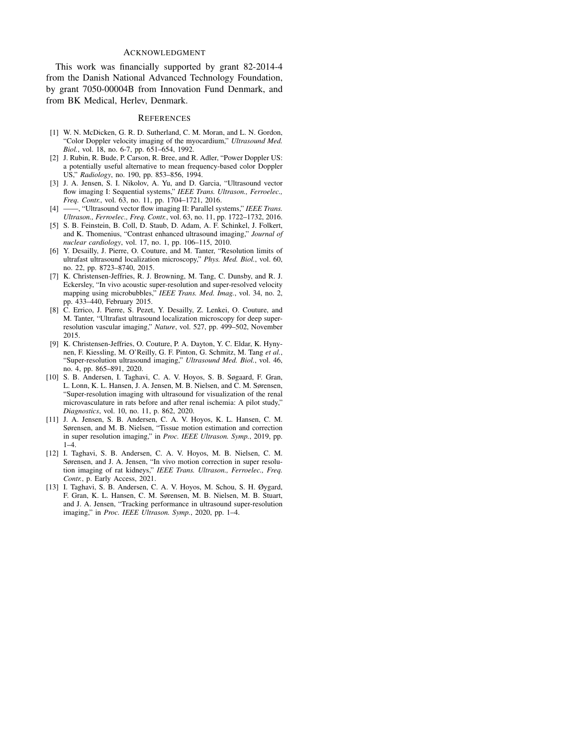## Acknowledgment

This work was financially supported by grant 82-2014-4 from the Danish National Advanced Technology Foundation, by grant 7050-00004B from Innovation Fund Denmark, and from BK Medical, Herlev, Denmark.

## References

[1] W. N. McDicken, G. R. D. Sutherland, C. M. Moran, and L. N. Gordon, "Color Doppler velocity imaging of the myocardium," *Ultrasound Med. Biol.*, vol. 18, no. 6-7, pp. 651–654, 1992.

[2] J. Rubin, R. Bude, P. Carson, R. Bree, and R. Adler, "Power Doppler US: a potentially useful alternative to mean frequency-based color Doppler US," *Radiology*, no. 190, pp. 853–856, 1994.

[3] J. A. Jensen, S. I. Nikolov, A. Yu, and D. Garcia, "Ultrasound vector flow imaging I: Sequential systems," *IEEE Trans. Ultrason., Ferroelec., Freq. Contr.*, vol. 63, no. 11, pp. 1704–1721, 2016.

[4] ——, "Ultrasound vector flow imaging II: Parallel systems," *IEEE Trans. Ultrason., Ferroelec., Freq. Contr.*, vol. 63, no. 11, pp. 1722–1732, 2016.

[5] S. B. Feinstein, B. Coll, D. Staub, D. Adam, A. F. Schinkel, J. Folkert, and K. Thomenius, "Contrast enhanced ultrasound imaging," *Journal of nuclear cardiology*, vol. 17, no. 1, pp. 106–115, 2010.

[6] Y. Desailly, J. Pierre, O. Couture, and M. Tanter, "Resolution limits of ultrafast ultrasound localization microscopy," *Phys. Med. Biol.*, vol. 60, no. 22, pp. 8723–8740, 2015.

[7] K. Christensen-Jeffries, R. J. Browning, M. Tang, C. Dunsby, and R. J. Eckersley, "In vivo acoustic super-resolution and super-resolved velocity mapping using microbubbles," *IEEE Trans. Med. Imag.*, vol. 34, no. 2, pp. 433–440, February 2015.

[8] C. Errico, J. Pierre, S. Pezet, Y. Desailly, Z. Lenkei, O. Couture, and M. Tanter, "Ultrafast ultrasound localization microscopy for deep super-resolution vascular imaging," *Nature*, vol. 527, pp. 499–502, November 2015.

[9] K. Christensen-Jeffries, O. Couture, P. A. Dayton, Y. C. Eldar, K. Hynynen, F. Kiessling, M. O'Reilly, G. F. Pinton, G. Schmitz, M. Tang *et al.*, "Super-resolution ultrasound imaging," *Ultrasound Med. Biol.*, vol. 46, no. 4, pp. 865–891, 2020.

[10] S. B. Andersen, I. Taghavi, C. A. V. Hoyos, S. B. Søgaard, F. Gran, L. Lonn, K. L. Hansen, J. A. Jensen, M. B. Nielsen, and C. M. Sørensen, "Super-resolution imaging with ultrasound for visualization of the renal microvasculature in rats before and after renal ischemia: A pilot study," *Diagnostics*, vol. 10, no. 11, p. 862, 2020.

[11] J. A. Jensen, S. B. Andersen, C. A. V. Hoyos, K. L. Hansen, C. M. Sørensen, and M. B. Nielsen, "Tissue motion estimation and correction in super resolution imaging," in *Proc. IEEE Ultrason. Symp.*, 2019, pp. 1–4.

[12] I. Taghavi, S. B. Andersen, C. A. V. Hoyos, M. B. Nielsen, C. M. Sørensen, and J. A. Jensen, "In vivo motion correction in super resolution imaging of rat kidneys," *IEEE Trans. Ultrason., Ferroelec., Freq. Contr.*, p. Early Access, 2021.

[13] I. Taghavi, S. B. Andersen, C. A. V. Hoyos, M. Schou, S. H. Øygard, F. Gran, K. L. Hansen, C. M. Sørensen, M. B. Nielsen, M. B. Stuart, and J. A. Jensen, "Tracking performance in ultrasound super-resolution imaging," in *Proc. IEEE Ultrason. Symp.*, 2020, pp. 1–4.